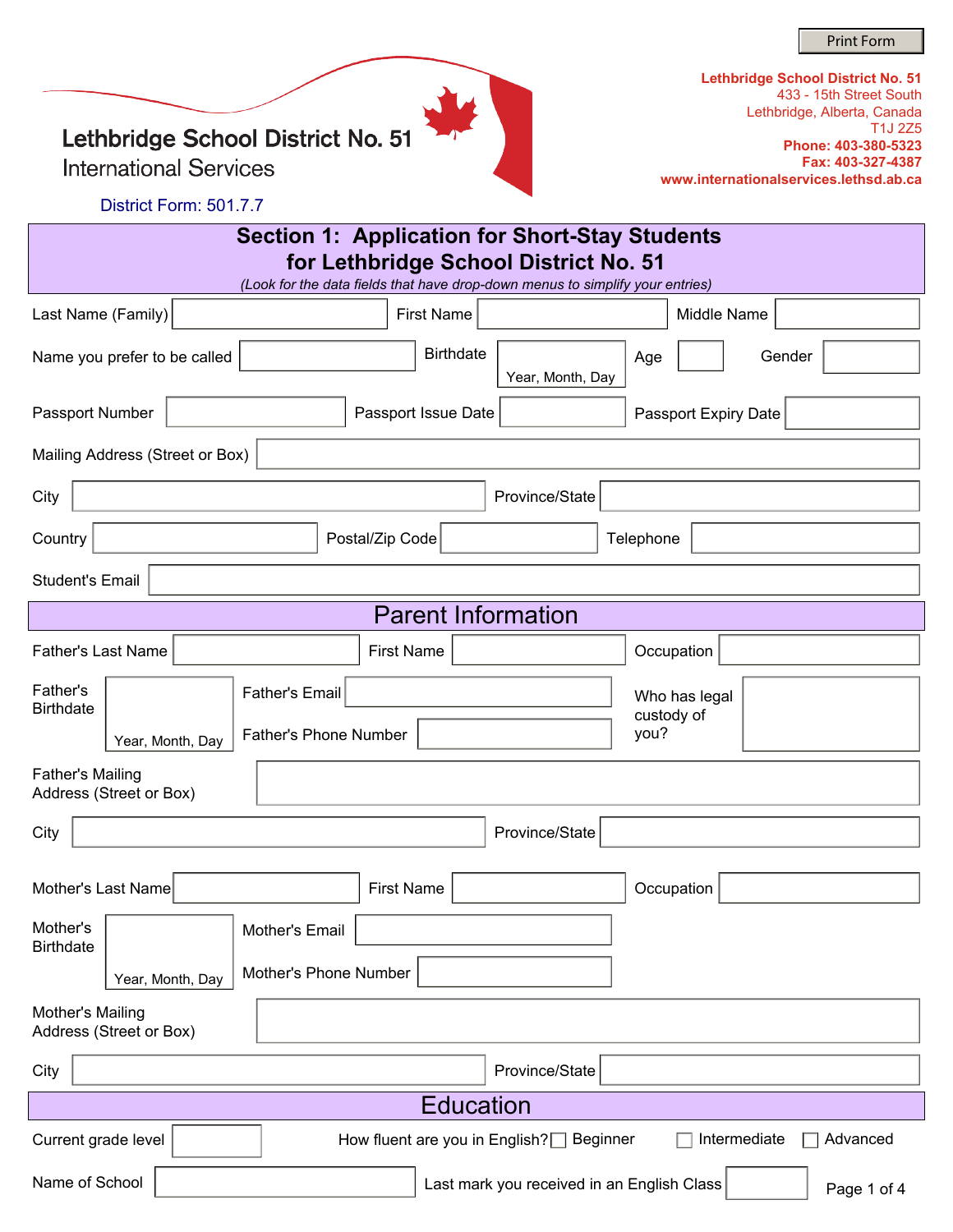Print Form

# Lethbridge School District No. 51
International Services

**Lethbridge School District No. 51**
433 - 15th Street South
Lethbridge, Alberta, Canada
T1J 2Z5
**Phone: 403-380-5323**
**Fax: 403-327-4387**
**www.internationalservices.lethsd.ab.ca**

District Form: 501.7.7

## Section 1: Application for Short-Stay Students for Lethbridge School District No. 51

*(Look for the data fields that have drop-down menus to simplify your entries)*

Last Name (Family) ________ First Name ________ Middle Name ________

Name you prefer to be called ________ Birthdate ________ (Year, Month, Day) Age ____ Gender ____

Passport Number ________ Passport Issue Date ________ Passport Expiry Date ________

Mailing Address (Street or Box) ________

City ________ Province/State ________

Country ________ Postal/Zip Code ________ Telephone ________

Student's Email ________

## Parent Information

Father's Last Name ________ First Name ________ Occupation ________

Father's Birthdate ________ (Year, Month, Day)

Father's Email ________

Father's Phone Number ________

Who has legal custody of you? ________

Father's Mailing Address (Street or Box) ________

City ________ Province/State ________

Mother's Last Name ________ First Name ________ Occupation ________

Mother's Birthdate ________ (Year, Month, Day)

Mother's Email ________

Mother's Phone Number ________

Mother's Mailing Address (Street or Box) ________

City ________ Province/State ________

## Education

Current grade level ________

How fluent are you in English? ☐ Beginner ☐ Intermediate ☐ Advanced

Name of School ________ Last mark you received in an English Class ________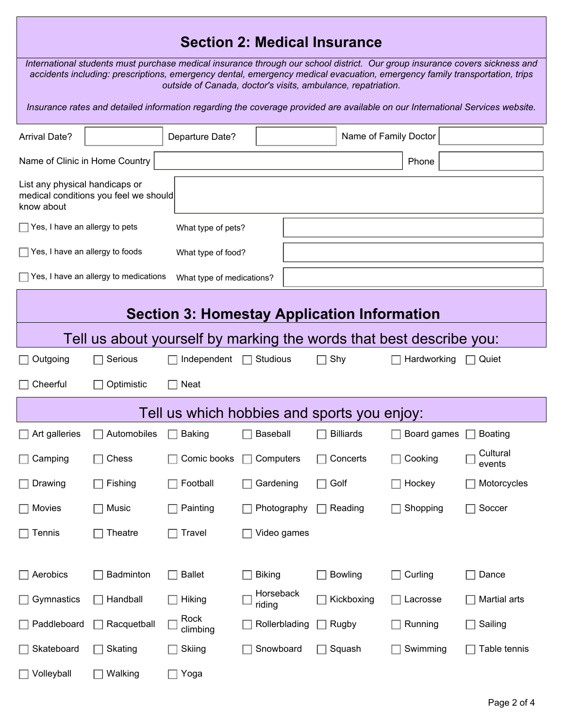## Section 2: Medical Insurance

*International students must purchase medical insurance through our school district. Our group insurance covers sickness and accidents including: prescriptions, emergency dental, emergency medical evacuation, emergency family transportation, trips outside of Canada, doctor's visits, ambulance, repatriation.*

*Insurance rates and detailed information regarding the coverage provided are available on our International Services website.*

| Arrival Date? | | Departure Date? | | Name of Family Doctor | |
|---|---|---|---|---|---|

| Name of Clinic in Home Country | | Phone | |
|---|---|---|---|

List any physical handicaps or medical conditions you feel we should know about: ____________________

| | | |
|---|---|---|
| ☐ Yes, I have an allergy to pets | What type of pets? | |
| ☐ Yes, I have an allergy to foods | What type of food? | |
| ☐ Yes, I have an allergy to medications | What type of medications? | |

## Section 3: Homestay Application Information

### Tell us about yourself by marking the words that best describe you:

| | | | | | | |
|---|---|---|---|---|---|---|
| ☐ Outgoing | ☐ Serious | ☐ Independent | ☐ Studious | ☐ Shy | ☐ Hardworking | ☐ Quiet |
| ☐ Cheerful | ☐ Optimistic | ☐ Neat | | | | |

### Tell us which hobbies and sports you enjoy:

| | | | | | | |
|---|---|---|---|---|---|---|
| ☐ Art galleries | ☐ Automobiles | ☐ Baking | ☐ Baseball | ☐ Billiards | ☐ Board games | ☐ Boating |
| ☐ Camping | ☐ Chess | ☐ Comic books | ☐ Computers | ☐ Concerts | ☐ Cooking | ☐ Cultural events |
| ☐ Drawing | ☐ Fishing | ☐ Football | ☐ Gardening | ☐ Golf | ☐ Hockey | ☐ Motorcycles |
| ☐ Movies | ☐ Music | ☐ Painting | ☐ Photography | ☐ Reading | ☐ Shopping | ☐ Soccer |
| ☐ Tennis | ☐ Theatre | ☐ Travel | ☐ Video games | | | |

| | | | | | | |
|---|---|---|---|---|---|---|
| ☐ Aerobics | ☐ Badminton | ☐ Ballet | ☐ Biking | ☐ Bowling | ☐ Curling | ☐ Dance |
| ☐ Gymnastics | ☐ Handball | ☐ Hiking | ☐ Horseback riding | ☐ Kickboxing | ☐ Lacrosse | ☐ Martial arts |
| ☐ Paddleboard | ☐ Racquetball | ☐ Rock climbing | ☐ Rollerblading | ☐ Rugby | ☐ Running | ☐ Sailing |
| ☐ Skateboard | ☐ Skating | ☐ Skiing | ☐ Snowboard | ☐ Squash | ☐ Swimming | ☐ Table tennis |
| ☐ Volleyball | ☐ Walking | ☐ Yoga | | | | |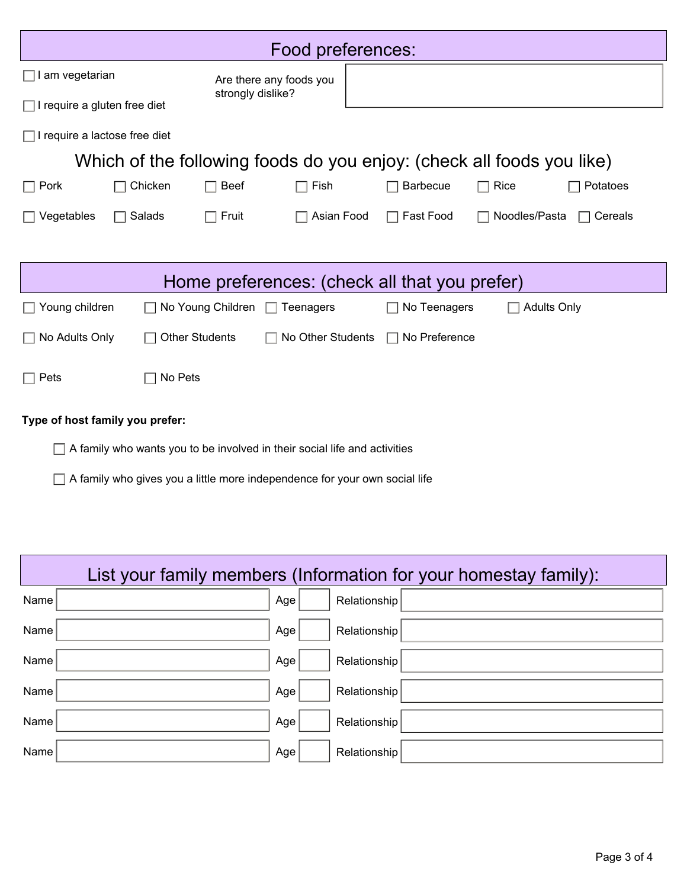## Food preferences:

- ☐ I am vegetarian
- ☐ I require a gluten free diet
- ☐ I require a lactose free diet

Are there any foods you strongly dislike?

### Which of the following foods do you enjoy: (check all foods you like)

| | | | | | | |
|---|---|---|---|---|---|---|
| ☐ Pork | ☐ Chicken | ☐ Beef | ☐ Fish | ☐ Barbecue | ☐ Rice | ☐ Potatoes |
| ☐ Vegetables | ☐ Salads | ☐ Fruit | ☐ Asian Food | ☐ Fast Food | ☐ Noodles/Pasta | ☐ Cereals |

## Home preferences: (check all that you prefer)

| | | | | |
|---|---|---|---|---|
| ☐ Young children | ☐ No Young Children | ☐ Teenagers | ☐ No Teenagers | ☐ Adults Only |
| ☐ No Adults Only | ☐ Other Students | ☐ No Other Students | ☐ No Preference | |
| ☐ Pets | ☐ No Pets | | | |

**Type of host family you prefer:**

- ☐ A family who wants you to be involved in their social life and activities
- ☐ A family who gives you a little more independence for your own social life

## List your family members (Information for your homestay family):

| Name | Age | Relationship |
|---|---|---|
| | | |
| | | |
| | | |
| | | |
| | | |
| | | |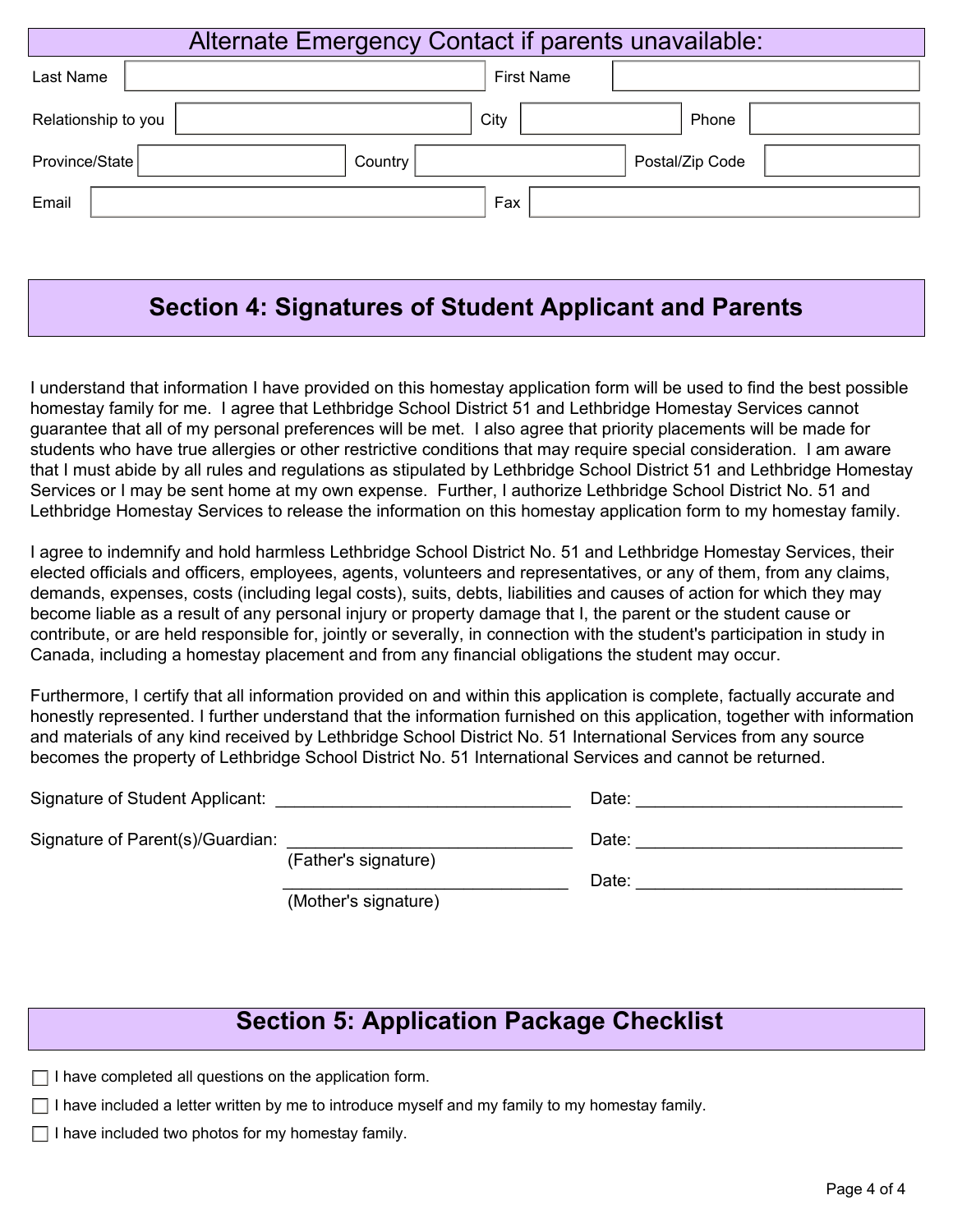## Alternate Emergency Contact if parents unavailable:

Last Name ____________________ First Name ____________________

Relationship to you ____________________ City ____________________ Phone ____________________

Province/State ____________________ Country ____________________ Postal/Zip Code ____________________

Email ____________________ Fax ____________________

## Section 4: Signatures of Student Applicant and Parents

I understand that information I have provided on this homestay application form will be used to find the best possible homestay family for me. I agree that Lethbridge School District 51 and Lethbridge Homestay Services cannot guarantee that all of my personal preferences will be met. I also agree that priority placements will be made for students who have true allergies or other restrictive conditions that may require special consideration. I am aware that I must abide by all rules and regulations as stipulated by Lethbridge School District 51 and Lethbridge Homestay Services or I may be sent home at my own expense. Further, I authorize Lethbridge School District No. 51 and Lethbridge Homestay Services to release the information on this homestay application form to my homestay family.

I agree to indemnify and hold harmless Lethbridge School District No. 51 and Lethbridge Homestay Services, their elected officials and officers, employees, agents, volunteers and representatives, or any of them, from any claims, demands, expenses, costs (including legal costs), suits, debts, liabilities and causes of action for which they may become liable as a result of any personal injury or property damage that I, the parent or the student cause or contribute, or are held responsible for, jointly or severally, in connection with the student's participation in study in Canada, including a homestay placement and from any financial obligations the student may occur.

Furthermore, I certify that all information provided on and within this application is complete, factually accurate and honestly represented. I further understand that the information furnished on this application, together with information and materials of any kind received by Lethbridge School District No. 51 International Services from any source becomes the property of Lethbridge School District No. 51 International Services and cannot be returned.

Signature of Student Applicant: ______________________________ Date: ___________________________

Signature of Parent(s)/Guardian: ______________________________ Date: ___________________________
(Father's signature)

______________________________ Date: ___________________________
(Mother's signature)

## Section 5: Application Package Checklist

- ☐ I have completed all questions on the application form.
- ☐ I have included a letter written by me to introduce myself and my family to my homestay family.
- ☐ I have included two photos for my homestay family.